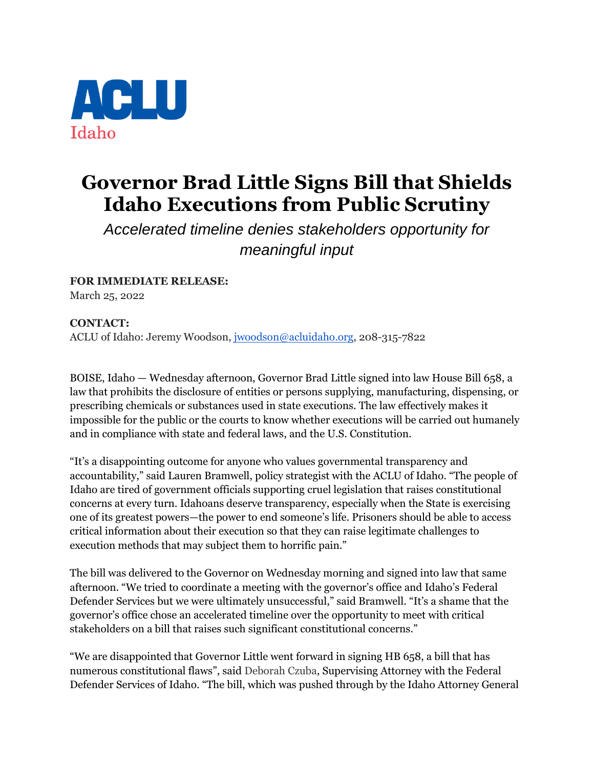ACLU
Idaho

# Governor Brad Little Signs Bill that Shields Idaho Executions from Public Scrutiny

*Accelerated timeline denies stakeholders opportunity for meaningful input*

**FOR IMMEDIATE RELEASE:**
March 25, 2022

**CONTACT:**
ACLU of Idaho: Jeremy Woodson, jwoodson@acluidaho.org, 208-315-7822

BOISE, Idaho — Wednesday afternoon, Governor Brad Little signed into law House Bill 658, a law that prohibits the disclosure of entities or persons supplying, manufacturing, dispensing, or prescribing chemicals or substances used in state executions. The law effectively makes it impossible for the public or the courts to know whether executions will be carried out humanely and in compliance with state and federal laws, and the U.S. Constitution.

"It's a disappointing outcome for anyone who values governmental transparency and accountability," said Lauren Bramwell, policy strategist with the ACLU of Idaho. "The people of Idaho are tired of government officials supporting cruel legislation that raises constitutional concerns at every turn. Idahoans deserve transparency, especially when the State is exercising one of its greatest powers—the power to end someone's life. Prisoners should be able to access critical information about their execution so that they can raise legitimate challenges to execution methods that may subject them to horrific pain."

The bill was delivered to the Governor on Wednesday morning and signed into law that same afternoon. "We tried to coordinate a meeting with the governor's office and Idaho's Federal Defender Services but we were ultimately unsuccessful," said Bramwell. "It's a shame that the governor's office chose an accelerated timeline over the opportunity to meet with critical stakeholders on a bill that raises such significant constitutional concerns."

"We are disappointed that Governor Little went forward in signing HB 658, a bill that has numerous constitutional flaws", said Deborah Czuba, Supervising Attorney with the Federal Defender Services of Idaho. "The bill, which was pushed through by the Idaho Attorney General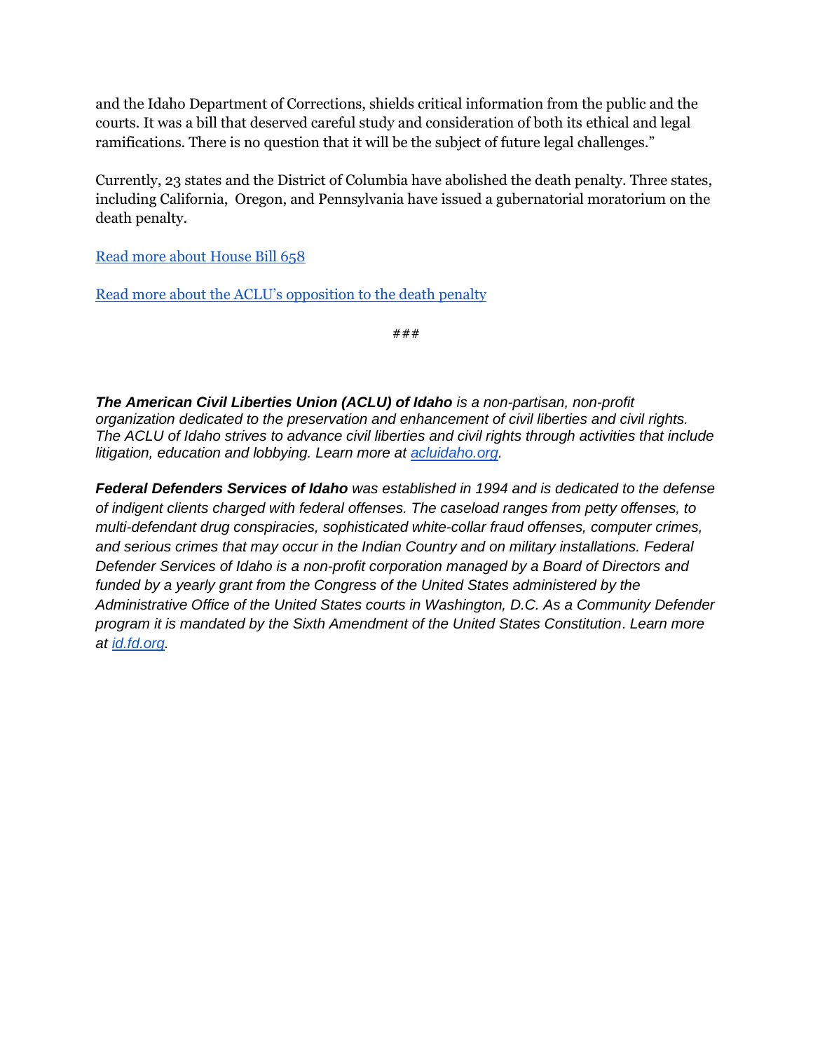and the Idaho Department of Corrections, shields critical information from the public and the courts. It was a bill that deserved careful study and consideration of both its ethical and legal ramifications. There is no question that it will be the subject of future legal challenges."

Currently, 23 states and the District of Columbia have abolished the death penalty. Three states, including California, Oregon, and Pennsylvania have issued a gubernatorial moratorium on the death penalty.

Read more about House Bill 658

Read more about the ACLU's opposition to the death penalty

###

***The American Civil Liberties Union (ACLU) of Idaho** is a non-partisan, non-profit organization dedicated to the preservation and enhancement of civil liberties and civil rights. The ACLU of Idaho strives to advance civil liberties and civil rights through activities that include litigation, education and lobbying. Learn more at acluidaho.org.*

***Federal Defenders Services of Idaho** was established in 1994 and is dedicated to the defense of indigent clients charged with federal offenses. The caseload ranges from petty offenses, to multi-defendant drug conspiracies, sophisticated white-collar fraud offenses, computer crimes, and serious crimes that may occur in the Indian Country and on military installations. Federal Defender Services of Idaho is a non-profit corporation managed by a Board of Directors and funded by a yearly grant from the Congress of the United States administered by the Administrative Office of the United States courts in Washington, D.C. As a Community Defender program it is mandated by the Sixth Amendment of the United States Constitution. Learn more at id.fd.org.*